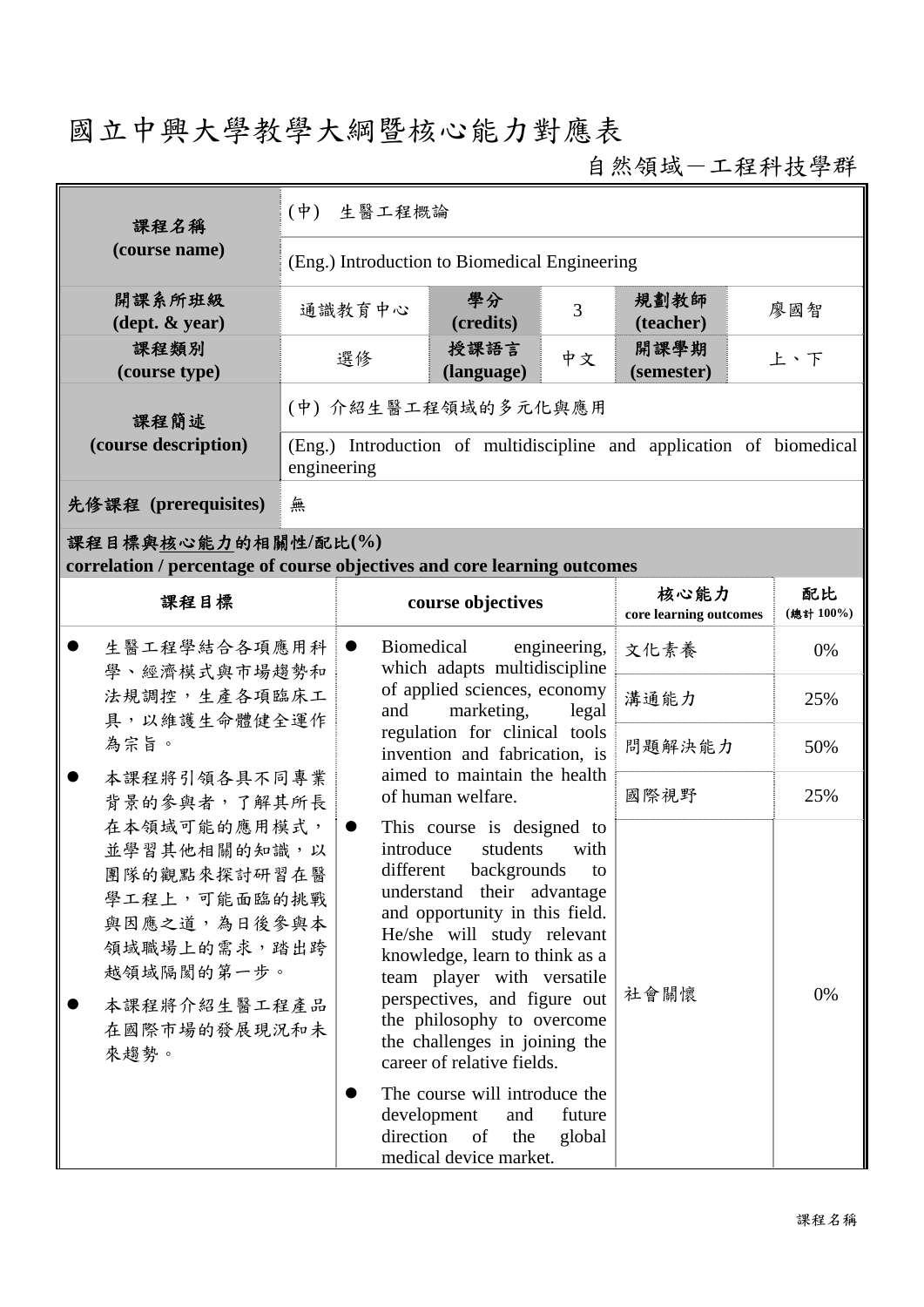# 國立中興大學教學大綱暨核心能力對應表

自然領域－工程科技學群

| 課程名稱 (course name) | (中) 生醫工程概論 | | | | |
|---|---|---|---|---|---|
| | (Eng.) Introduction to Biomedical Engineering | | | | |
| 開課系所班級 (dept. & year) | 通識教育中心 | 學分 (credits) | 3 | 規劃教師 (teacher) | 廖國智 |
| 課程類別 (course type) | 選修 | 授課語言 (language) | 中文 | 開課學期 (semester) | 上、下 |
| 課程簡述 (course description) | (中) 介紹生醫工程領域的多元化與應用 | | | | |
| | (Eng.) Introduction of multidiscipline and application of biomedical engineering | | | | |
| 先修課程 (prerequisites) | 無 | | | | |

**課程目標與核心能力的相關性/配比(%)**
**correlation / percentage of course objectives and core learning outcomes**

| 課程目標 | course objectives | 核心能力 core learning outcomes | 配比 (總計 100%) |
|---|---|---|---|
| ● 生醫工程學結合各項應用科學、經濟模式與市場趨勢和法規調控，生產各項臨床工具，以維護生命體健全運作為宗旨。<br>● 本課程將引領各具不同專業背景的參與者，了解其所長在本領域可能的應用模式，並學習其他相關的知識，以團隊的觀點來探討研習在醫學工程上，可能面臨的挑戰與因應之道，為日後參與本領域職場上的需求，踏出跨越領域隔閡的第一步。<br>● 本課程將介紹生醫工程產品在國際市場的發展現況和未來趨勢。 | ● Biomedical engineering, which adapts multidiscipline of applied sciences, economy and marketing, legal regulation for clinical tools invention and fabrication, is aimed to maintain the health of human welfare.<br>● This course is designed to introduce students with different backgrounds to understand their advantage and opportunity in this field. He/she will study relevant knowledge, learn to think as a team player with versatile perspectives, and figure out the philosophy to overcome the challenges in joining the career of relative fields.<br>● The course will introduce the development and future direction of the global medical device market. | 文化素養 | 0% |
| | | 溝通能力 | 25% |
| | | 問題解決能力 | 50% |
| | | 國際視野 | 25% |
| | | 社會關懷 | 0% |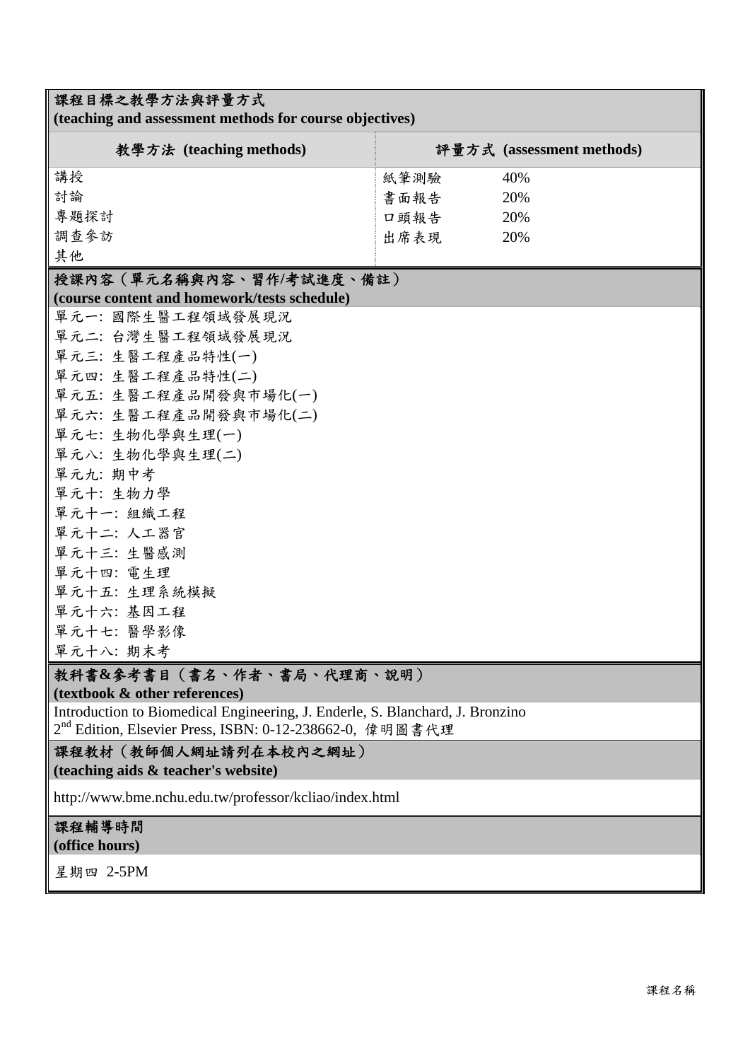## 課程目標之教學方法與評量方式
**(teaching and assessment methods for course objectives)**

| 教學方法 (teaching methods) | 評量方式 (assessment methods) | |
|---|---|---|
| 講授 | 紙筆測驗 | 40% |
| 討論 | 書面報告 | 20% |
| 專題探討 | 口頭報告 | 20% |
| 調查參訪 | 出席表現 | 20% |
| 其他 | | |

## 授課內容（單元名稱與內容、習作/考試進度、備註）
**(course content and homework/tests schedule)**

單元一: 國際生醫工程領域發展現況
單元二: 台灣生醫工程領域發展現況
單元三: 生醫工程產品特性(一)
單元四: 生醫工程產品特性(二)
單元五: 生醫工程產品開發與市場化(一)
單元六: 生醫工程產品開發與市場化(二)
單元七: 生物化學與生理(一)
單元八: 生物化學與生理(二)
單元九: 期中考
單元十: 生物力學
單元十一: 組織工程
單元十二: 人工器官
單元十三: 生醫感測
單元十四: 電生理
單元十五: 生理系統模擬
單元十六: 基因工程
單元十七: 醫學影像
單元十八: 期末考

## 教科書&參考書目（書名、作者、書局、代理商、說明）
**(textbook & other references)**

Introduction to Biomedical Engineering, J. Enderle, S. Blanchard, J. Bronzino
2nd Edition, Elsevier Press, ISBN: 0-12-238662-0, 偉明圖書代理

## 課程教材（教師個人網址請列在本校內之網址）
**(teaching aids & teacher's website)**

http://www.bme.nchu.edu.tw/professor/kcliao/index.html

## 課程輔導時間
**(office hours)**

星期四 2-5PM